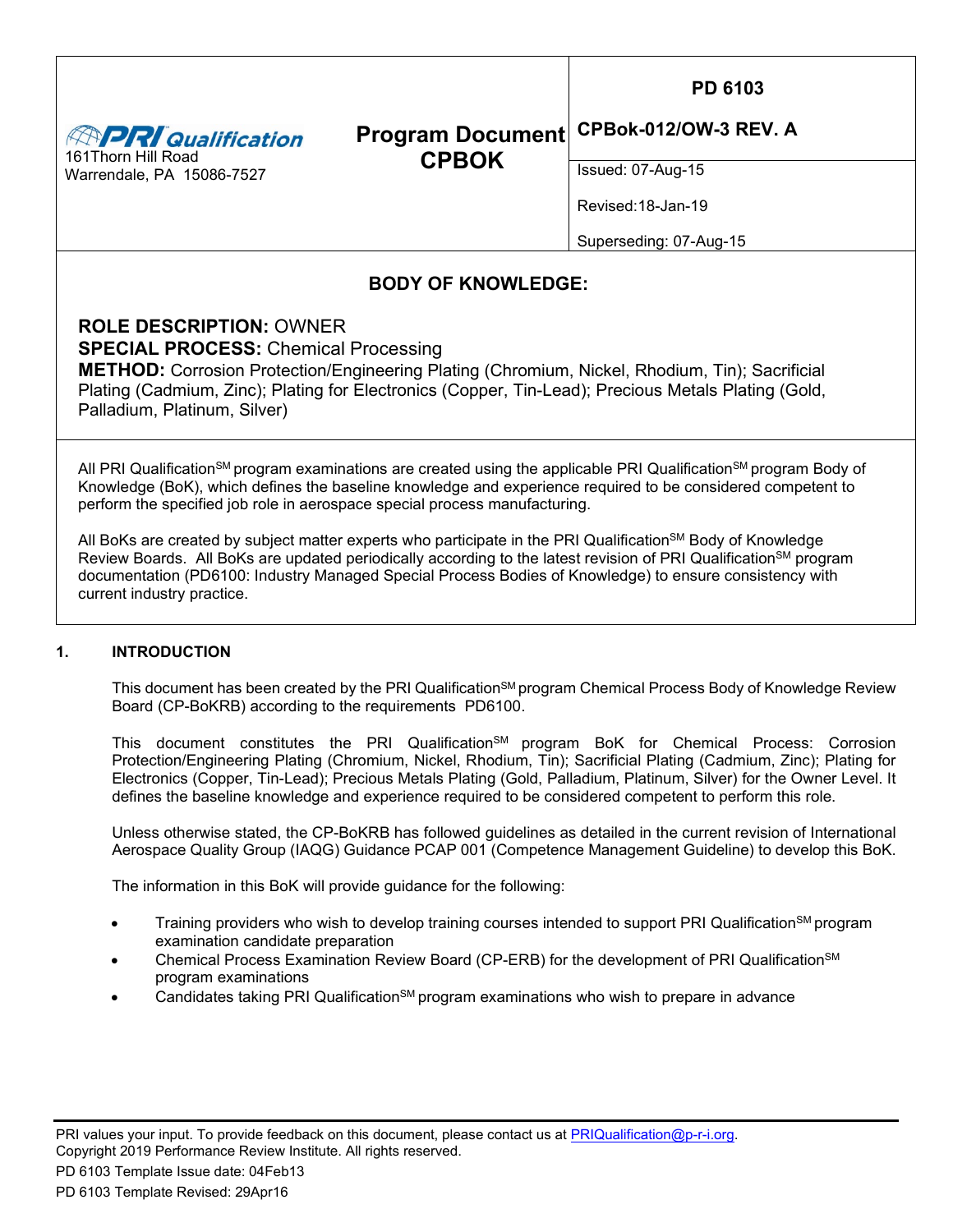| PRI Qualification<br>161Thorn Hill Road<br>Warrendale, PA 15086-7527 | **Program Document CPBOK** | **PD 6103**<br><br>**CPBok-012/OW-3 REV. A** |
|---|---|---|
| | | Issued: 07-Aug-15<br>Revised:18-Jan-19<br>Superseding: 07-Aug-15 |

## BODY OF KNOWLEDGE:

**ROLE DESCRIPTION:** OWNER
**SPECIAL PROCESS:** Chemical Processing
**METHOD:** Corrosion Protection/Engineering Plating (Chromium, Nickel, Rhodium, Tin); Sacrificial Plating (Cadmium, Zinc); Plating for Electronics (Copper, Tin-Lead); Precious Metals Plating (Gold, Palladium, Platinum, Silver)

All PRI Qualification[SM] program examinations are created using the applicable PRI Qualification[SM] program Body of Knowledge (BoK), which defines the baseline knowledge and experience required to be considered competent to perform the specified job role in aerospace special process manufacturing.

All BoKs are created by subject matter experts who participate in the PRI Qualification[SM] Body of Knowledge Review Boards. All BoKs are updated periodically according to the latest revision of PRI Qualification[SM] program documentation (PD6100: Industry Managed Special Process Bodies of Knowledge) to ensure consistency with current industry practice.

## 1. INTRODUCTION

This document has been created by the PRI Qualification[SM] program Chemical Process Body of Knowledge Review Board (CP-BoKRB) according to the requirements PD6100.

This document constitutes the PRI Qualification[SM] program BoK for Chemical Process: Corrosion Protection/Engineering Plating (Chromium, Nickel, Rhodium, Tin); Sacrificial Plating (Cadmium, Zinc); Plating for Electronics (Copper, Tin-Lead); Precious Metals Plating (Gold, Palladium, Platinum, Silver) for the Owner Level. It defines the baseline knowledge and experience required to be considered competent to perform this role.

Unless otherwise stated, the CP-BoKRB has followed guidelines as detailed in the current revision of International Aerospace Quality Group (IAQG) Guidance PCAP 001 (Competence Management Guideline) to develop this BoK.

The information in this BoK will provide guidance for the following:

- Training providers who wish to develop training courses intended to support PRI Qualification[SM] program examination candidate preparation
- Chemical Process Examination Review Board (CP-ERB) for the development of PRI Qualification[SM] program examinations
- Candidates taking PRI Qualification[SM] program examinations who wish to prepare in advance

PRI values your input. To provide feedback on this document, please contact us at PRIQualification@p-r-i.org.
Copyright 2019 Performance Review Institute. All rights reserved.

PD 6103 Template Issue date: 04Feb13

PD 6103 Template Revised: 29Apr16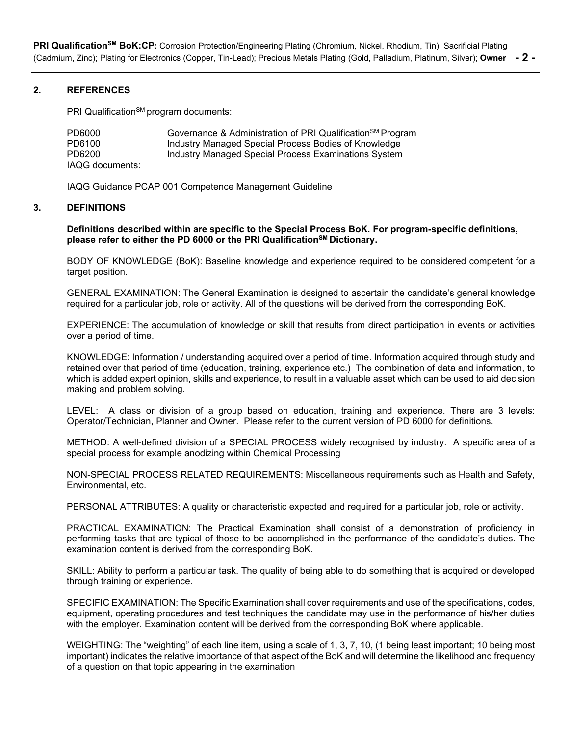## 2. REFERENCES

PRI Qualification[SM] program documents:

| | |
|---|---|
| PD6000 | Governance & Administration of PRI Qualification[SM] Program |
| PD6100 | Industry Managed Special Process Bodies of Knowledge |
| PD6200 | Industry Managed Special Process Examinations System |

IAQG documents:

IAQG Guidance PCAP 001 Competence Management Guideline

## 3. DEFINITIONS

**Definitions described within are specific to the Special Process BoK. For program-specific definitions, please refer to either the PD 6000 or the PRI Qualification[SM] Dictionary.**

BODY OF KNOWLEDGE (BoK): Baseline knowledge and experience required to be considered competent for a target position.

GENERAL EXAMINATION: The General Examination is designed to ascertain the candidate's general knowledge required for a particular job, role or activity. All of the questions will be derived from the corresponding BoK.

EXPERIENCE: The accumulation of knowledge or skill that results from direct participation in events or activities over a period of time.

KNOWLEDGE: Information / understanding acquired over a period of time. Information acquired through study and retained over that period of time (education, training, experience etc.) The combination of data and information, to which is added expert opinion, skills and experience, to result in a valuable asset which can be used to aid decision making and problem solving.

LEVEL: A class or division of a group based on education, training and experience. There are 3 levels: Operator/Technician, Planner and Owner. Please refer to the current version of PD 6000 for definitions.

METHOD: A well-defined division of a SPECIAL PROCESS widely recognised by industry. A specific area of a special process for example anodizing within Chemical Processing

NON-SPECIAL PROCESS RELATED REQUIREMENTS: Miscellaneous requirements such as Health and Safety, Environmental, etc.

PERSONAL ATTRIBUTES: A quality or characteristic expected and required for a particular job, role or activity.

PRACTICAL EXAMINATION: The Practical Examination shall consist of a demonstration of proficiency in performing tasks that are typical of those to be accomplished in the performance of the candidate's duties. The examination content is derived from the corresponding BoK.

SKILL: Ability to perform a particular task. The quality of being able to do something that is acquired or developed through training or experience.

SPECIFIC EXAMINATION: The Specific Examination shall cover requirements and use of the specifications, codes, equipment, operating procedures and test techniques the candidate may use in the performance of his/her duties with the employer. Examination content will be derived from the corresponding BoK where applicable.

WEIGHTING: The "weighting" of each line item, using a scale of 1, 3, 7, 10, (1 being least important; 10 being most important) indicates the relative importance of that aspect of the BoK and will determine the likelihood and frequency of a question on that topic appearing in the examination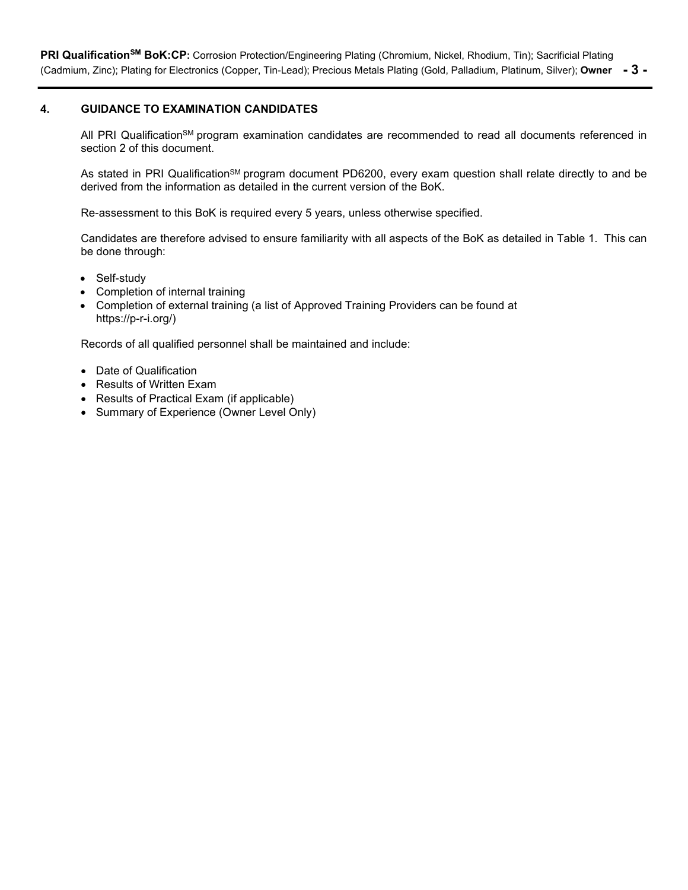## 4. GUIDANCE TO EXAMINATION CANDIDATES

All PRI Qualification[SM] program examination candidates are recommended to read all documents referenced in section 2 of this document.

As stated in PRI Qualification[SM] program document PD6200, every exam question shall relate directly to and be derived from the information as detailed in the current version of the BoK.

Re-assessment to this BoK is required every 5 years, unless otherwise specified.

Candidates are therefore advised to ensure familiarity with all aspects of the BoK as detailed in Table 1. This can be done through:

- Self-study
- Completion of internal training
- Completion of external training (a list of Approved Training Providers can be found at https://p-r-i.org/)

Records of all qualified personnel shall be maintained and include:

- Date of Qualification
- Results of Written Exam
- Results of Practical Exam (if applicable)
- Summary of Experience (Owner Level Only)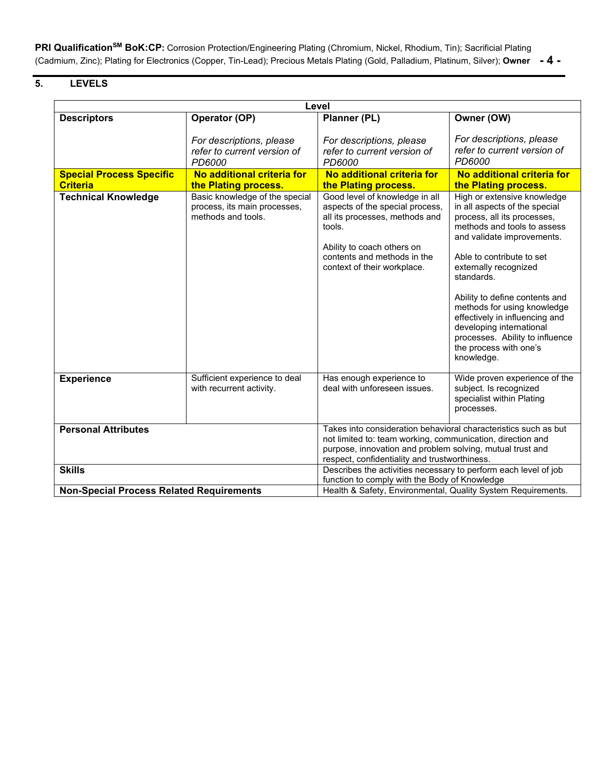## 5. LEVELS

| Level | | | |
|---|---|---|---|
| **Descriptors** | **Operator (OP)**<br><br>*For descriptions, please refer to current version of PD6000* | **Planner (PL)**<br><br>*For descriptions, please refer to current version of PD6000* | **Owner (OW)**<br><br>*For descriptions, please refer to current version of PD6000* |
| **Special Process Specific Criteria** | **No additional criteria for the Plating process.** | **No additional criteria for the Plating process.** | **No additional criteria for the Plating process.** |
| **Technical Knowledge** | Basic knowledge of the special process, its main processes, methods and tools. | Good level of knowledge in all aspects of the special process, all its processes, methods and tools.<br><br>Ability to coach others on contents and methods in the context of their workplace. | High or extensive knowledge in all aspects of the special process, all its processes, methods and tools to assess and validate improvements.<br><br>Able to contribute to set externally recognized standards.<br><br>Ability to define contents and methods for using knowledge effectively in influencing and developing international processes. Ability to influence the process with one's knowledge. |
| **Experience** | Sufficient experience to deal with recurrent activity. | Has enough experience to deal with unforeseen issues. | Wide proven experience of the subject. Is recognized specialist within Plating processes. |
| **Personal Attributes** | | Takes into consideration behavioral characteristics such as but not limited to: team working, communication, direction and purpose, innovation and problem solving, mutual trust and respect, confidentiality and trustworthiness. | |
| **Skills** | | Describes the activities necessary to perform each level of job function to comply with the Body of Knowledge | |
| **Non-Special Process Related Requirements** | | Health & Safety, Environmental, Quality System Requirements. | |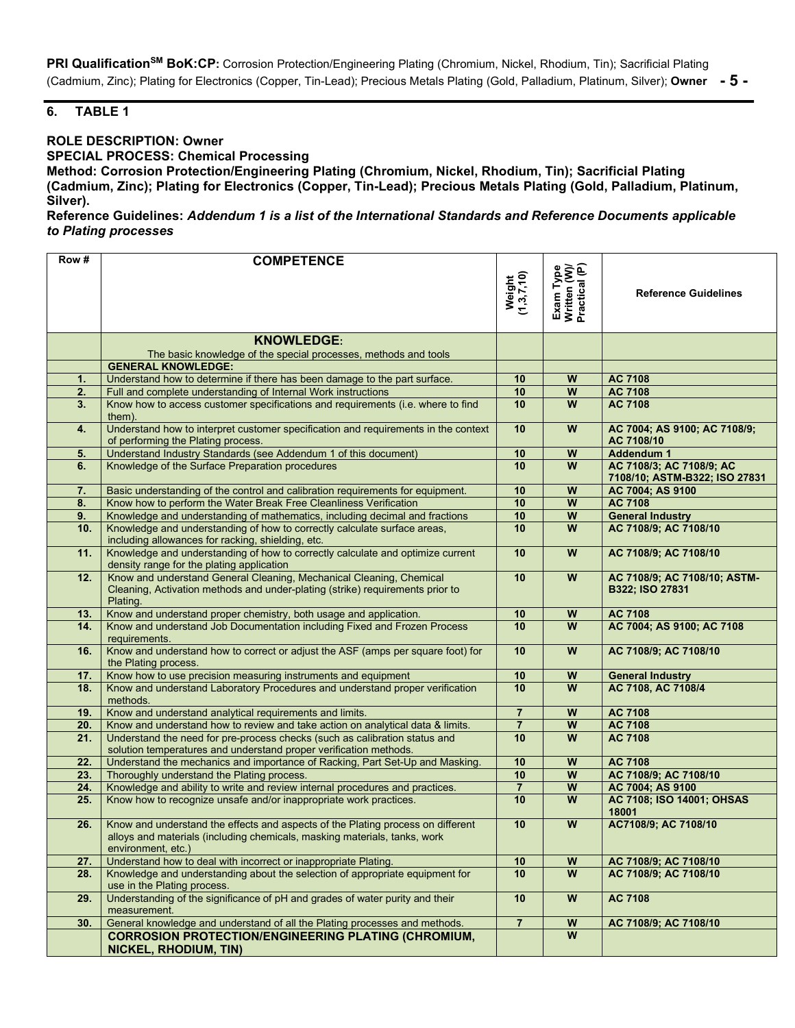## 6. TABLE 1

**ROLE DESCRIPTION: Owner**

**SPECIAL PROCESS: Chemical Processing**

**Method: Corrosion Protection/Engineering Plating (Chromium, Nickel, Rhodium, Tin); Sacrificial Plating (Cadmium, Zinc); Plating for Electronics (Copper, Tin-Lead); Precious Metals Plating (Gold, Palladium, Platinum, Silver).**

**Reference Guidelines:** ***Addendum 1 is a list of the International Standards and Reference Documents applicable to Plating processes***

| Row # | COMPETENCE | Weight (1,3,7,10) | Exam Type Written (W)/ Practical (P) | Reference Guidelines |
|---|---|---|---|---|
| | **KNOWLEDGE:** The basic knowledge of the special processes, methods and tools | | | |
| | **GENERAL KNOWLEDGE:** | | | |
| **1.** | Understand how to determine if there has been damage to the part surface. | **10** | **W** | **AC 7108** |
| **2.** | Full and complete understanding of Internal Work instructions | **10** | **W** | **AC 7108** |
| **3.** | Know how to access customer specifications and requirements (i.e. where to find them). | **10** | **W** | **AC 7108** |
| **4.** | Understand how to interpret customer specification and requirements in the context of performing the Plating process. | **10** | **W** | **AC 7004; AS 9100; AC 7108/9; AC 7108/10** |
| **5.** | Understand Industry Standards (see Addendum 1 of this document) | **10** | **W** | **Addendum 1** |
| **6.** | Knowledge of the Surface Preparation procedures | **10** | **W** | **AC 7108/3; AC 7108/9; AC 7108/10; ASTM-B322; ISO 27831** |
| **7.** | Basic understanding of the control and calibration requirements for equipment. | **10** | **W** | **AC 7004; AS 9100** |
| **8.** | Know how to perform the Water Break Free Cleanliness Verification | **10** | **W** | **AC 7108** |
| **9.** | Knowledge and understanding of mathematics, including decimal and fractions | **10** | **W** | **General Industry** |
| **10.** | Knowledge and understanding of how to correctly calculate surface areas, including allowances for racking, shielding, etc. | **10** | **W** | **AC 7108/9; AC 7108/10** |
| **11.** | Knowledge and understanding of how to correctly calculate and optimize current density range for the plating application | **10** | **W** | **AC 7108/9; AC 7108/10** |
| **12.** | Know and understand General Cleaning, Mechanical Cleaning, Chemical Cleaning, Activation methods and under-plating (strike) requirements prior to Plating. | **10** | **W** | **AC 7108/9; AC 7108/10; ASTM-B322; ISO 27831** |
| **13.** | Know and understand proper chemistry, both usage and application. | **10** | **W** | **AC 7108** |
| **14.** | Know and understand Job Documentation including Fixed and Frozen Process requirements. | **10** | **W** | **AC 7004; AS 9100; AC 7108** |
| **16.** | Know and understand how to correct or adjust the ASF (amps per square foot) for the Plating process. | **10** | **W** | **AC 7108/9; AC 7108/10** |
| **17.** | Know how to use precision measuring instruments and equipment | **10** | **W** | **General Industry** |
| **18.** | Know and understand Laboratory Procedures and understand proper verification methods. | **10** | **W** | **AC 7108, AC 7108/4** |
| **19.** | Know and understand analytical requirements and limits. | **7** | **W** | **AC 7108** |
| **20.** | Know and understand how to review and take action on analytical data & limits. | **7** | **W** | **AC 7108** |
| **21.** | Understand the need for pre-process checks (such as calibration status and solution temperatures and understand proper verification methods. | **10** | **W** | **AC 7108** |
| **22.** | Understand the mechanics and importance of Racking, Part Set-Up and Masking. | **10** | **W** | **AC 7108** |
| **23.** | Thoroughly understand the Plating process. | **10** | **W** | **AC 7108/9; AC 7108/10** |
| **24.** | Knowledge and ability to write and review internal procedures and practices. | **7** | **W** | **AC 7004; AS 9100** |
| **25.** | Know how to recognize unsafe and/or inappropriate work practices. | **10** | **W** | **AC 7108; ISO 14001; OHSAS 18001** |
| **26.** | Know and understand the effects and aspects of the Plating process on different alloys and materials (including chemicals, masking materials, tanks, work environment, etc.) | **10** | **W** | **AC7108/9; AC 7108/10** |
| **27.** | Understand how to deal with incorrect or inappropriate Plating. | **10** | **W** | **AC 7108/9; AC 7108/10** |
| **28.** | Knowledge and understanding about the selection of appropriate equipment for use in the Plating process. | **10** | **W** | **AC 7108/9; AC 7108/10** |
| **29.** | Understanding of the significance of pH and grades of water purity and their measurement. | **10** | **W** | **AC 7108** |
| **30.** | General knowledge and understand of all the Plating processes and methods. | **7** | **W** | **AC 7108/9; AC 7108/10** |
| | **CORROSION PROTECTION/ENGINEERING PLATING (CHROMIUM, NICKEL, RHODIUM, TIN)** | | **W** | |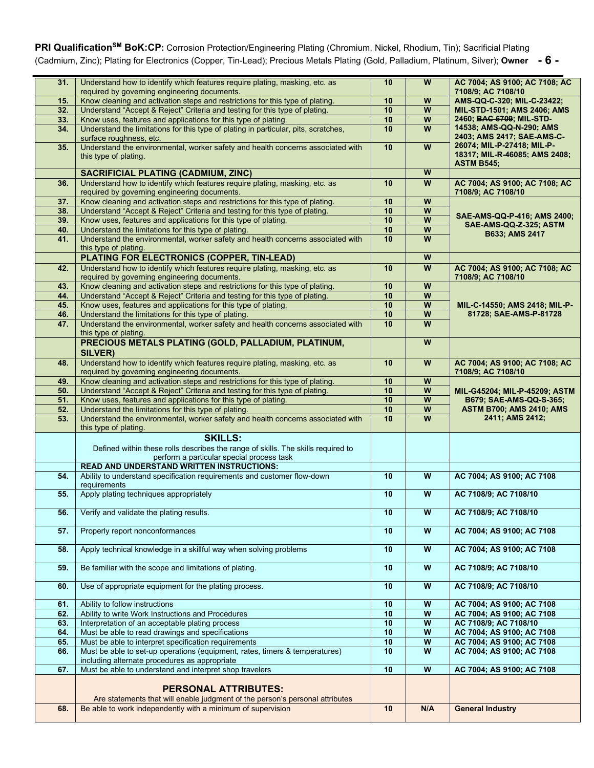| | | | | |
|---|---|---|---|---|
| 31. | Understand how to identify which features require plating, masking, etc. as required by governing engineering documents. | 10 | W | AC 7004; AS 9100; AC 7108; AC 7108/9; AC 7108/10 |
| 15. | Know cleaning and activation steps and restrictions for this type of plating. | 10 | W | AMS-QQ-C-320; MIL-C-23422; MIL-STD-1501; AMS 2406; AMS 2460; ~~BAC 5709~~; MIL-STD-14538; AMS-QQ-N-290; AMS 2403; AMS 2417; SAE-AMS-C-26074; MIL-P-27418; MIL-P-18317; MIL-R-46085; AMS 2408; ASTM B545; |
| 32. | Understand "Accept & Reject" Criteria and testing for this type of plating. | 10 | W | |
| 33. | Know uses, features and applications for this type of plating. | 10 | W | |
| 34. | Understand the limitations for this type of plating in particular, pits, scratches, surface roughness, etc. | 10 | W | |
| 35. | Understand the environmental, worker safety and health concerns associated with this type of plating. | 10 | W | |
| | **SACRIFICIAL PLATING (CADMIUM, ZINC)** | | W | |
| 36. | Understand how to identify which features require plating, masking, etc. as required by governing engineering documents. | 10 | W | AC 7004; AS 9100; AC 7108; AC 7108/9; AC 7108/10 |
| 37. | Know cleaning and activation steps and restrictions for this type of plating. | 10 | W | SAE-AMS-QQ-P-416; AMS 2400; SAE-AMS-QQ-Z-325; ASTM B633; AMS 2417 |
| 38. | Understand "Accept & Reject" Criteria and testing for this type of plating. | 10 | W | |
| 39. | Know uses, features and applications for this type of plating. | 10 | W | |
| 40. | Understand the limitations for this type of plating. | 10 | W | |
| 41. | Understand the environmental, worker safety and health concerns associated with this type of plating. | 10 | W | |
| | **PLATING FOR ELECTRONICS (COPPER, TIN-LEAD)** | | W | |
| 42. | Understand how to identify which features require plating, masking, etc. as required by governing engineering documents. | 10 | W | AC 7004; AS 9100; AC 7108; AC 7108/9; AC 7108/10 |
| 43. | Know cleaning and activation steps and restrictions for this type of plating. | 10 | W | MIL-C-14550; AMS 2418; MIL-P-81728; SAE-AMS-P-81728 |
| 44. | Understand "Accept & Reject" Criteria and testing for this type of plating. | 10 | W | |
| 45. | Know uses, features and applications for this type of plating. | 10 | W | |
| 46. | Understand the limitations for this type of plating. | 10 | W | |
| 47. | Understand the environmental, worker safety and health concerns associated with this type of plating. | 10 | W | |
| | **PRECIOUS METALS PLATING (GOLD, PALLADIUM, PLATINUM, SILVER)** | | W | |
| 48. | Understand how to identify which features require plating, masking, etc. as required by governing engineering documents. | 10 | W | AC 7004; AS 9100; AC 7108; AC 7108/9; AC 7108/10 |
| 49. | Know cleaning and activation steps and restrictions for this type of plating. | 10 | W | MIL-G45204; MIL-P-45209; ASTM B679; SAE-AMS-QQ-S-365; ASTM B700; AMS 2410; AMS 2411; AMS 2412; |
| 50. | Understand "Accept & Reject" Criteria and testing for this type of plating. | 10 | W | |
| 51. | Know uses, features and applications for this type of plating. | 10 | W | |
| 52. | Understand the limitations for this type of plating. | 10 | W | |
| 53. | Understand the environmental, worker safety and health concerns associated with this type of plating. | 10 | W | |
| | **SKILLS:** Defined within these rolls describes the range of skills. The skills required to perform a particular special process task | | | |
| | **READ AND UNDERSTAND WRITTEN INSTRUCTIONS:** | | | |
| 54. | Ability to understand specification requirements and customer flow-down requirements | 10 | W | AC 7004; AS 9100; AC 7108 |
| 55. | Apply plating techniques appropriately | 10 | W | AC 7108/9; AC 7108/10 |
| 56. | Verify and validate the plating results. | 10 | W | AC 7108/9; AC 7108/10 |
| 57. | Properly report nonconformances | 10 | W | AC 7004; AS 9100; AC 7108 |
| 58. | Apply technical knowledge in a skillful way when solving problems | 10 | W | AC 7004; AS 9100; AC 7108 |
| 59. | Be familiar with the scope and limitations of plating. | 10 | W | AC 7108/9; AC 7108/10 |
| 60. | Use of appropriate equipment for the plating process. | 10 | W | AC 7108/9; AC 7108/10 |
| 61. | Ability to follow instructions | 10 | W | AC 7004; AS 9100; AC 7108 |
| 62. | Ability to write Work Instructions and Procedures | 10 | W | AC 7004; AS 9100; AC 7108 |
| 63. | Interpretation of an acceptable plating process | 10 | W | AC 7108/9; AC 7108/10 |
| 64. | Must be able to read drawings and specifications | 10 | W | AC 7004; AS 9100; AC 7108 |
| 65. | Must be able to interpret specification requirements | 10 | W | AC 7004; AS 9100; AC 7108 |
| 66. | Must be able to set-up operations (equipment, rates, timers & temperatures) including alternate procedures as appropriate | 10 | W | AC 7004; AS 9100; AC 7108 |
| 67. | Must be able to understand and interpret shop travelers | 10 | W | AC 7004; AS 9100; AC 7108 |
| | **PERSONAL ATTRIBUTES:** Are statements that will enable judgment of the person's personal attributes | | | |
| 68. | Be able to work independently with a minimum of supervision | 10 | N/A | General Industry |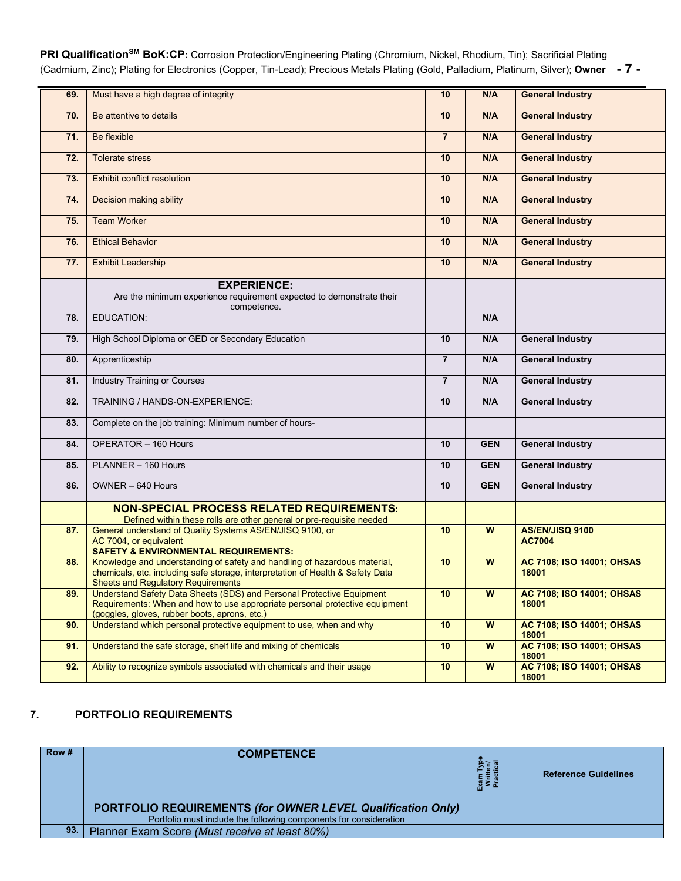| 69. | Must have a high degree of integrity | 10 | N/A | **General Industry** |
|---|---|---|---|---|
| 70. | Be attentive to details | 10 | N/A | **General Industry** |
| 71. | Be flexible | 7 | N/A | **General Industry** |
| 72. | Tolerate stress | 10 | N/A | **General Industry** |
| 73. | Exhibit conflict resolution | 10 | N/A | **General Industry** |
| 74. | Decision making ability | 10 | N/A | **General Industry** |
| 75. | Team Worker | 10 | N/A | **General Industry** |
| 76. | Ethical Behavior | 10 | N/A | **General Industry** |
| 77. | Exhibit Leadership | 10 | N/A | **General Industry** |
| | **EXPERIENCE:** Are the minimum experience requirement expected to demonstrate their competence. | | | |
| 78. | EDUCATION: | | N/A | |
| 79. | High School Diploma or GED or Secondary Education | 10 | N/A | **General Industry** |
| 80. | Apprenticeship | 7 | N/A | **General Industry** |
| 81. | Industry Training or Courses | 7 | N/A | **General Industry** |
| 82. | TRAINING / HANDS-ON-EXPERIENCE: | 10 | N/A | **General Industry** |
| 83. | Complete on the job training: Minimum number of hours- | | | |
| 84. | OPERATOR – 160 Hours | 10 | GEN | **General Industry** |
| 85. | PLANNER – 160 Hours | 10 | GEN | **General Industry** |
| 86. | OWNER – 640 Hours | 10 | GEN | **General Industry** |
| | **NON-SPECIAL PROCESS RELATED REQUIREMENTS:** Defined within these rolls are other general or pre-requisite needed | | | |
| 87. | General understand of Quality Systems AS/EN/JISQ 9100, or AC 7004, or equivalent | 10 | W | **AS/EN/JISQ 9100 AC7004** |
| | **SAFETY & ENVIRONMENTAL REQUIREMENTS:** | | | |
| 88. | Knowledge and understanding of safety and handling of hazardous material, chemicals, etc. including safe storage, interpretation of Health & Safety Data Sheets and Regulatory Requirements | 10 | W | **AC 7108; ISO 14001; OHSAS 18001** |
| 89. | Understand Safety Data Sheets (SDS) and Personal Protective Equipment Requirements: When and how to use appropriate personal protective equipment (goggles, gloves, rubber boots, aprons, etc.) | 10 | W | **AC 7108; ISO 14001; OHSAS 18001** |
| 90. | Understand which personal protective equipment to use, when and why | 10 | W | **AC 7108; ISO 14001; OHSAS 18001** |
| 91. | Understand the safe storage, shelf life and mixing of chemicals | 10 | W | **AC 7108; ISO 14001; OHSAS 18001** |
| 92. | Ability to recognize symbols associated with chemicals and their usage | 10 | W | **AC 7108; ISO 14001; OHSAS 18001** |

## 7. PORTFOLIO REQUIREMENTS

| Row # | COMPETENCE | Exam Type Written/ Practical | Reference Guidelines |
|---|---|---|---|
| | **PORTFOLIO REQUIREMENTS *(for OWNER LEVEL Qualification Only)*** Portfolio must include the following components for consideration | | |
| 93. | Planner Exam Score *(Must receive at least 80%)* | | |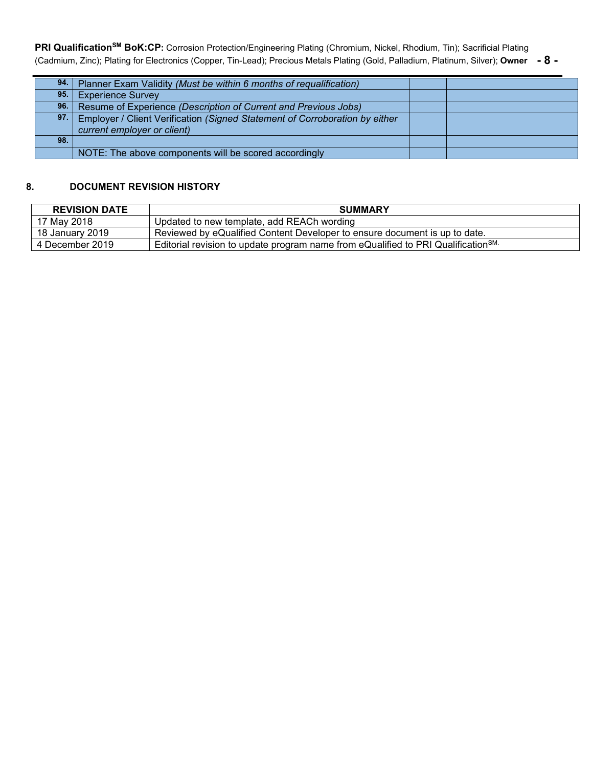| | | | |
|---|---|---|---|
| **94.** | Planner Exam Validity *(Must be within 6 months of requalification)* | | |
| **95.** | Experience Survey | | |
| **96.** | Resume of Experience *(Description of Current and Previous Jobs)* | | |
| **97.** | Employer / Client Verification *(Signed Statement of Corroboration by either current employer or client)* | | |
| **98.** | | | |
| | NOTE: The above components will be scored accordingly | | |

## 8. DOCUMENT REVISION HISTORY

| REVISION DATE | SUMMARY |
|---|---|
| 17 May 2018 | Updated to new template, add REACh wording |
| 18 January 2019 | Reviewed by eQualified Content Developer to ensure document is up to date. |
| 4 December 2019 | Editorial revision to update program name from eQualified to PRI Qualification[SM]. |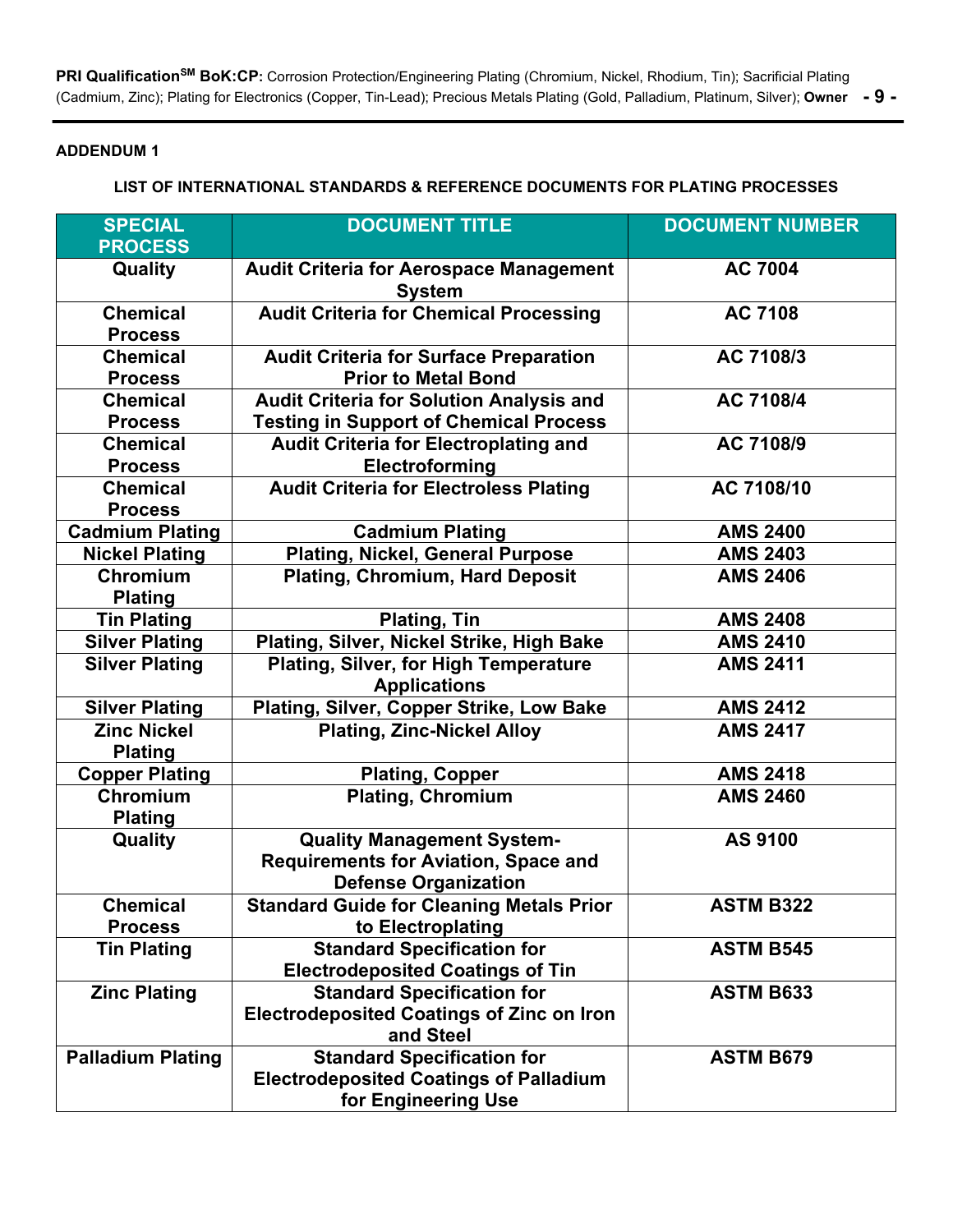**ADDENDUM 1**

**LIST OF INTERNATIONAL STANDARDS & REFERENCE DOCUMENTS FOR PLATING PROCESSES**

| SPECIAL PROCESS | DOCUMENT TITLE | DOCUMENT NUMBER |
|---|---|---|
| Quality | Audit Criteria for Aerospace Management System | AC 7004 |
| Chemical Process | Audit Criteria for Chemical Processing | AC 7108 |
| Chemical Process | Audit Criteria for Surface Preparation Prior to Metal Bond | AC 7108/3 |
| Chemical Process | Audit Criteria for Solution Analysis and Testing in Support of Chemical Process | AC 7108/4 |
| Chemical Process | Audit Criteria for Electroplating and Electroforming | AC 7108/9 |
| Chemical Process | Audit Criteria for Electroless Plating | AC 7108/10 |
| Cadmium Plating | Cadmium Plating | AMS 2400 |
| Nickel Plating | Plating, Nickel, General Purpose | AMS 2403 |
| Chromium Plating | Plating, Chromium, Hard Deposit | AMS 2406 |
| Tin Plating | Plating, Tin | AMS 2408 |
| Silver Plating | Plating, Silver, Nickel Strike, High Bake | AMS 2410 |
| Silver Plating | Plating, Silver, for High Temperature Applications | AMS 2411 |
| Silver Plating | Plating, Silver, Copper Strike, Low Bake | AMS 2412 |
| Zinc Nickel Plating | Plating, Zinc-Nickel Alloy | AMS 2417 |
| Copper Plating | Plating, Copper | AMS 2418 |
| Chromium Plating | Plating, Chromium | AMS 2460 |
| Quality | Quality Management System-Requirements for Aviation, Space and Defense Organization | AS 9100 |
| Chemical Process | Standard Guide for Cleaning Metals Prior to Electroplating | ASTM B322 |
| Tin Plating | Standard Specification for Electrodeposited Coatings of Tin | ASTM B545 |
| Zinc Plating | Standard Specification for Electrodeposited Coatings of Zinc on Iron and Steel | ASTM B633 |
| Palladium Plating | Standard Specification for Electrodeposited Coatings of Palladium for Engineering Use | ASTM B679 |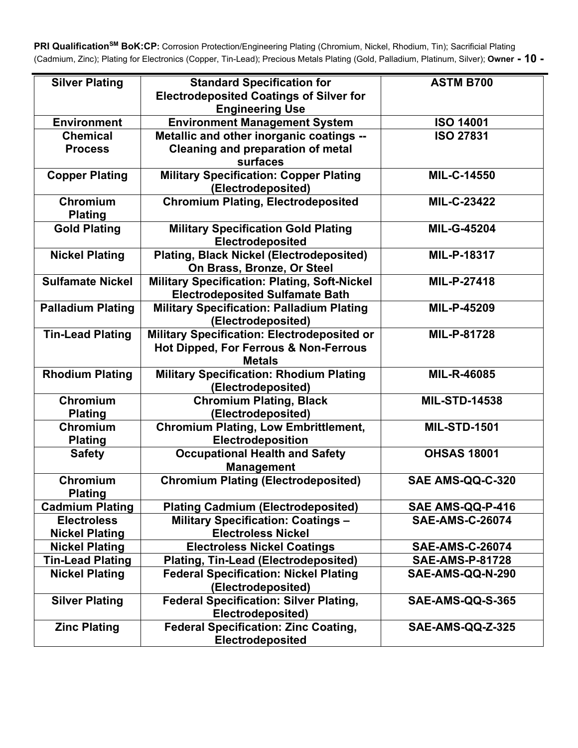| Silver Plating | Standard Specification for Electrodeposited Coatings of Silver for Engineering Use | ASTM B700 |
|---|---|---|
| Environment | Environment Management System | ISO 14001 |
| Chemical Process | Metallic and other inorganic coatings -- Cleaning and preparation of metal surfaces | ISO 27831 |
| Copper Plating | Military Specification: Copper Plating (Electrodeposited) | MIL-C-14550 |
| Chromium Plating | Chromium Plating, Electrodeposited | MIL-C-23422 |
| Gold Plating | Military Specification Gold Plating Electrodeposited | MIL-G-45204 |
| Nickel Plating | Plating, Black Nickel (Electrodeposited) On Brass, Bronze, Or Steel | MIL-P-18317 |
| Sulfamate Nickel | Military Specification: Plating, Soft-Nickel Electrodeposited Sulfamate Bath | MIL-P-27418 |
| Palladium Plating | Military Specification: Palladium Plating (Electrodeposited) | MIL-P-45209 |
| Tin-Lead Plating | Military Specification: Electrodeposited or Hot Dipped, For Ferrous & Non-Ferrous Metals | MIL-P-81728 |
| Rhodium Plating | Military Specification: Rhodium Plating (Electrodeposited) | MIL-R-46085 |
| Chromium Plating | Chromium Plating, Black (Electrodeposited) | MIL-STD-14538 |
| Chromium Plating | Chromium Plating, Low Embrittlement, Electrodeposition | MIL-STD-1501 |
| Safety | Occupational Health and Safety Management | OHSAS 18001 |
| Chromium Plating | Chromium Plating (Electrodeposited) | SAE AMS-QQ-C-320 |
| Cadmium Plating | Plating Cadmium (Electrodeposited) | SAE AMS-QQ-P-416 |
| Electroless Nickel Plating | Military Specification: Coatings – Electroless Nickel | SAE-AMS-C-26074 |
| Nickel Plating | Electroless Nickel Coatings | SAE-AMS-C-26074 |
| Tin-Lead Plating | Plating, Tin-Lead (Electrodeposited) | SAE-AMS-P-81728 |
| Nickel Plating | Federal Specification: Nickel Plating (Electrodeposited) | SAE-AMS-QQ-N-290 |
| Silver Plating | Federal Specification: Silver Plating, Electrodeposited) | SAE-AMS-QQ-S-365 |
| Zinc Plating | Federal Specification: Zinc Coating, Electrodeposited | SAE-AMS-QQ-Z-325 |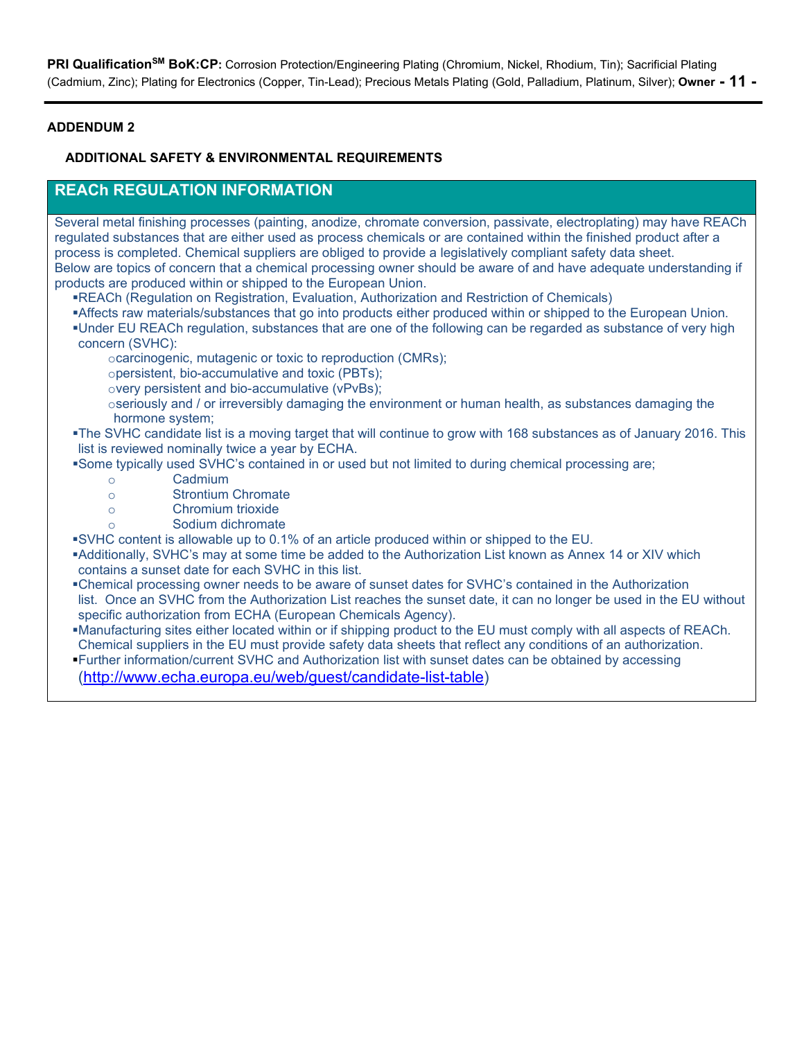## ADDENDUM 2

### ADDITIONAL SAFETY & ENVIRONMENTAL REQUIREMENTS

### REACh REGULATION INFORMATION

Several metal finishing processes (painting, anodize, chromate conversion, passivate, electroplating) may have REACh regulated substances that are either used as process chemicals or are contained within the finished product after a process is completed. Chemical suppliers are obliged to provide a legislatively compliant safety data sheet.
Below are topics of concern that a chemical processing owner should be aware of and have adequate understanding if products are produced within or shipped to the European Union.

- REACh (Regulation on Registration, Evaluation, Authorization and Restriction of Chemicals)
- Affects raw materials/substances that go into products either produced within or shipped to the European Union.
- Under EU REACh regulation, substances that are one of the following can be regarded as substance of very high concern (SVHC):
  - carcinogenic, mutagenic or toxic to reproduction (CMRs);
  - persistent, bio-accumulative and toxic (PBTs);
  - very persistent and bio-accumulative (vPvBs);
  - seriously and / or irreversibly damaging the environment or human health, as substances damaging the hormone system;
- The SVHC candidate list is a moving target that will continue to grow with 168 substances as of January 2016. This list is reviewed nominally twice a year by ECHA.
- Some typically used SVHC's contained in or used but not limited to during chemical processing are;
  - Cadmium
  - Strontium Chromate
  - Chromium trioxide
  - Sodium dichromate
- SVHC content is allowable up to 0.1% of an article produced within or shipped to the EU.
- Additionally, SVHC's may at some time be added to the Authorization List known as Annex 14 or XIV which contains a sunset date for each SVHC in this list.
- Chemical processing owner needs to be aware of sunset dates for SVHC's contained in the Authorization list. Once an SVHC from the Authorization List reaches the sunset date, it can no longer be used in the EU without specific authorization from ECHA (European Chemicals Agency).
- Manufacturing sites either located within or if shipping product to the EU must comply with all aspects of REACh. Chemical suppliers in the EU must provide safety data sheets that reflect any conditions of an authorization.
- Further information/current SVHC and Authorization list with sunset dates can be obtained by accessing (http://www.echa.europa.eu/web/guest/candidate-list-table)